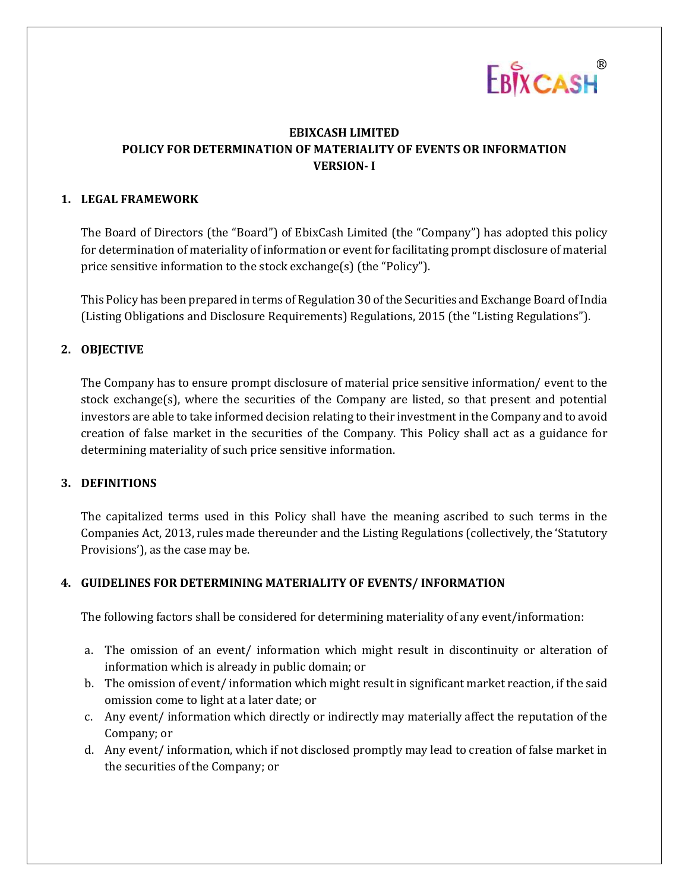**EBIXCASH LIMITED**
**POLICY FOR DETERMINATION OF MATERIALITY OF EVENTS OR INFORMATION**
**VERSION- I**

## 1. LEGAL FRAMEWORK

The Board of Directors (the "Board") of EbixCash Limited (the "Company") has adopted this policy for determination of materiality of information or event for facilitating prompt disclosure of material price sensitive information to the stock exchange(s) (the "Policy").

This Policy has been prepared in terms of Regulation 30 of the Securities and Exchange Board of India (Listing Obligations and Disclosure Requirements) Regulations, 2015 (the "Listing Regulations").

## 2. OBJECTIVE

The Company has to ensure prompt disclosure of material price sensitive information/ event to the stock exchange(s), where the securities of the Company are listed, so that present and potential investors are able to take informed decision relating to their investment in the Company and to avoid creation of false market in the securities of the Company. This Policy shall act as a guidance for determining materiality of such price sensitive information.

## 3. DEFINITIONS

The capitalized terms used in this Policy shall have the meaning ascribed to such terms in the Companies Act, 2013, rules made thereunder and the Listing Regulations (collectively, the 'Statutory Provisions'), as the case may be.

## 4. GUIDELINES FOR DETERMINING MATERIALITY OF EVENTS/ INFORMATION

The following factors shall be considered for determining materiality of any event/information:

a. The omission of an event/ information which might result in discontinuity or alteration of information which is already in public domain; or
b. The omission of event/ information which might result in significant market reaction, if the said omission come to light at a later date; or
c. Any event/ information which directly or indirectly may materially affect the reputation of the Company; or
d. Any event/ information, which if not disclosed promptly may lead to creation of false market in the securities of the Company; or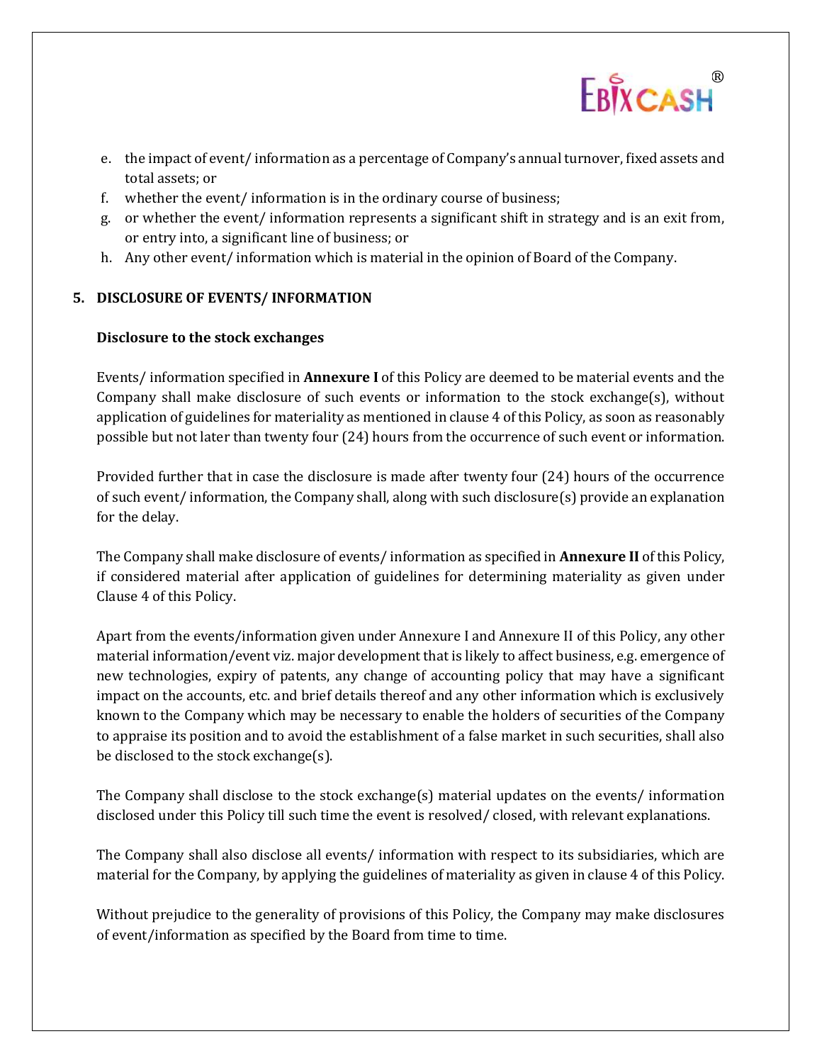e. the impact of event/ information as a percentage of Company's annual turnover, fixed assets and total assets; or
f. whether the event/ information is in the ordinary course of business;
g. or whether the event/ information represents a significant shift in strategy and is an exit from, or entry into, a significant line of business; or
h. Any other event/ information which is material in the opinion of Board of the Company.

## 5. DISCLOSURE OF EVENTS/ INFORMATION

**Disclosure to the stock exchanges**

Events/ information specified in **Annexure I** of this Policy are deemed to be material events and the Company shall make disclosure of such events or information to the stock exchange(s), without application of guidelines for materiality as mentioned in clause 4 of this Policy, as soon as reasonably possible but not later than twenty four (24) hours from the occurrence of such event or information.

Provided further that in case the disclosure is made after twenty four (24) hours of the occurrence of such event/ information, the Company shall, along with such disclosure(s) provide an explanation for the delay.

The Company shall make disclosure of events/ information as specified in **Annexure II** of this Policy, if considered material after application of guidelines for determining materiality as given under Clause 4 of this Policy.

Apart from the events/information given under Annexure I and Annexure II of this Policy, any other material information/event viz. major development that is likely to affect business, e.g. emergence of new technologies, expiry of patents, any change of accounting policy that may have a significant impact on the accounts, etc. and brief details thereof and any other information which is exclusively known to the Company which may be necessary to enable the holders of securities of the Company to appraise its position and to avoid the establishment of a false market in such securities, shall also be disclosed to the stock exchange(s).

The Company shall disclose to the stock exchange(s) material updates on the events/ information disclosed under this Policy till such time the event is resolved/ closed, with relevant explanations.

The Company shall also disclose all events/ information with respect to its subsidiaries, which are material for the Company, by applying the guidelines of materiality as given in clause 4 of this Policy.

Without prejudice to the generality of provisions of this Policy, the Company may make disclosures of event/information as specified by the Board from time to time.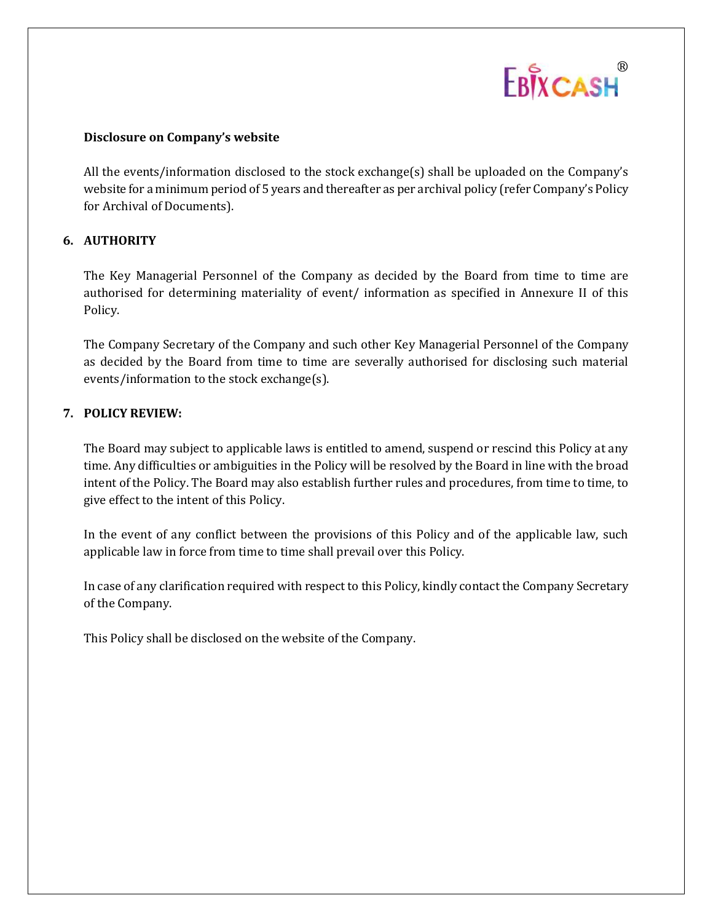**Disclosure on Company's website**

All the events/information disclosed to the stock exchange(s) shall be uploaded on the Company's website for a minimum period of 5 years and thereafter as per archival policy (refer Company's Policy for Archival of Documents).

## 6. AUTHORITY

The Key Managerial Personnel of the Company as decided by the Board from time to time are authorised for determining materiality of event/ information as specified in Annexure II of this Policy.

The Company Secretary of the Company and such other Key Managerial Personnel of the Company as decided by the Board from time to time are severally authorised for disclosing such material events/information to the stock exchange(s).

## 7. POLICY REVIEW:

The Board may subject to applicable laws is entitled to amend, suspend or rescind this Policy at any time. Any difficulties or ambiguities in the Policy will be resolved by the Board in line with the broad intent of the Policy. The Board may also establish further rules and procedures, from time to time, to give effect to the intent of this Policy.

In the event of any conflict between the provisions of this Policy and of the applicable law, such applicable law in force from time to time shall prevail over this Policy.

In case of any clarification required with respect to this Policy, kindly contact the Company Secretary of the Company.

This Policy shall be disclosed on the website of the Company.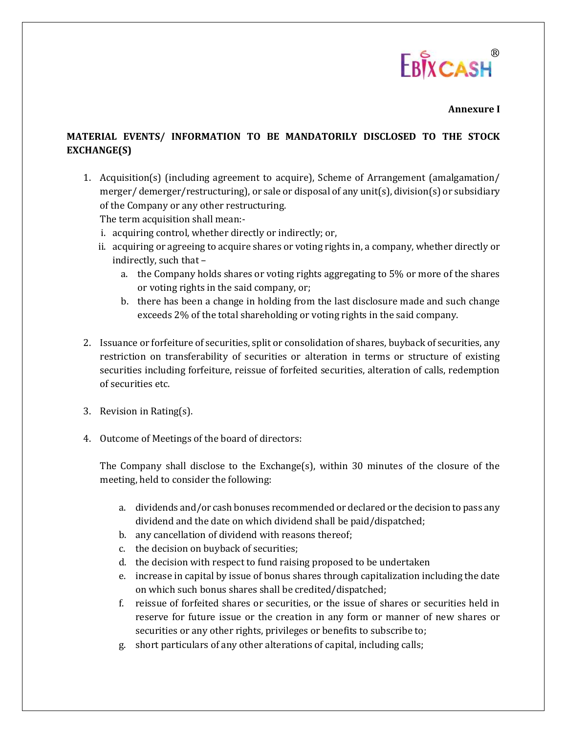**Annexure I**

**MATERIAL EVENTS/ INFORMATION TO BE MANDATORILY DISCLOSED TO THE STOCK EXCHANGE(S)**

1. Acquisition(s) (including agreement to acquire), Scheme of Arrangement (amalgamation/ merger/ demerger/restructuring), or sale or disposal of any unit(s), division(s) or subsidiary of the Company or any other restructuring.
   The term acquisition shall mean:-
   i. acquiring control, whether directly or indirectly; or,
   ii. acquiring or agreeing to acquire shares or voting rights in, a company, whether directly or indirectly, such that –
      a. the Company holds shares or voting rights aggregating to 5% or more of the shares or voting rights in the said company, or;
      b. there has been a change in holding from the last disclosure made and such change exceeds 2% of the total shareholding or voting rights in the said company.

2. Issuance or forfeiture of securities, split or consolidation of shares, buyback of securities, any restriction on transferability of securities or alteration in terms or structure of existing securities including forfeiture, reissue of forfeited securities, alteration of calls, redemption of securities etc.

3. Revision in Rating(s).

4. Outcome of Meetings of the board of directors:

   The Company shall disclose to the Exchange(s), within 30 minutes of the closure of the meeting, held to consider the following:

   a. dividends and/or cash bonuses recommended or declared or the decision to pass any dividend and the date on which dividend shall be paid/dispatched;
   b. any cancellation of dividend with reasons thereof;
   c. the decision on buyback of securities;
   d. the decision with respect to fund raising proposed to be undertaken
   e. increase in capital by issue of bonus shares through capitalization including the date on which such bonus shares shall be credited/dispatched;
   f. reissue of forfeited shares or securities, or the issue of shares or securities held in reserve for future issue or the creation in any form or manner of new shares or securities or any other rights, privileges or benefits to subscribe to;
   g. short particulars of any other alterations of capital, including calls;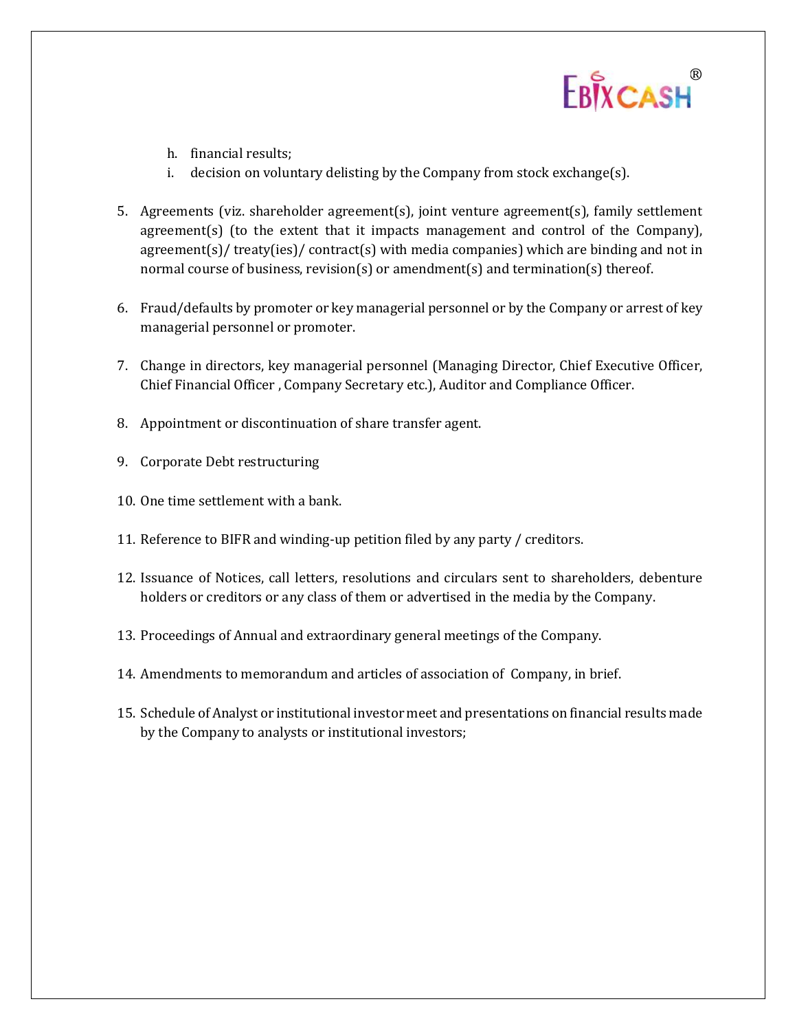h. financial results;
i. decision on voluntary delisting by the Company from stock exchange(s).

5. Agreements (viz. shareholder agreement(s), joint venture agreement(s), family settlement agreement(s) (to the extent that it impacts management and control of the Company), agreement(s)/ treaty(ies)/ contract(s) with media companies) which are binding and not in normal course of business, revision(s) or amendment(s) and termination(s) thereof.

6. Fraud/defaults by promoter or key managerial personnel or by the Company or arrest of key managerial personnel or promoter.

7. Change in directors, key managerial personnel (Managing Director, Chief Executive Officer, Chief Financial Officer , Company Secretary etc.), Auditor and Compliance Officer.

8. Appointment or discontinuation of share transfer agent.

9. Corporate Debt restructuring

10. One time settlement with a bank.

11. Reference to BIFR and winding-up petition filed by any party / creditors.

12. Issuance of Notices, call letters, resolutions and circulars sent to shareholders, debenture holders or creditors or any class of them or advertised in the media by the Company.

13. Proceedings of Annual and extraordinary general meetings of the Company.

14. Amendments to memorandum and articles of association of Company, in brief.

15. Schedule of Analyst or institutional investor meet and presentations on financial results made by the Company to analysts or institutional investors;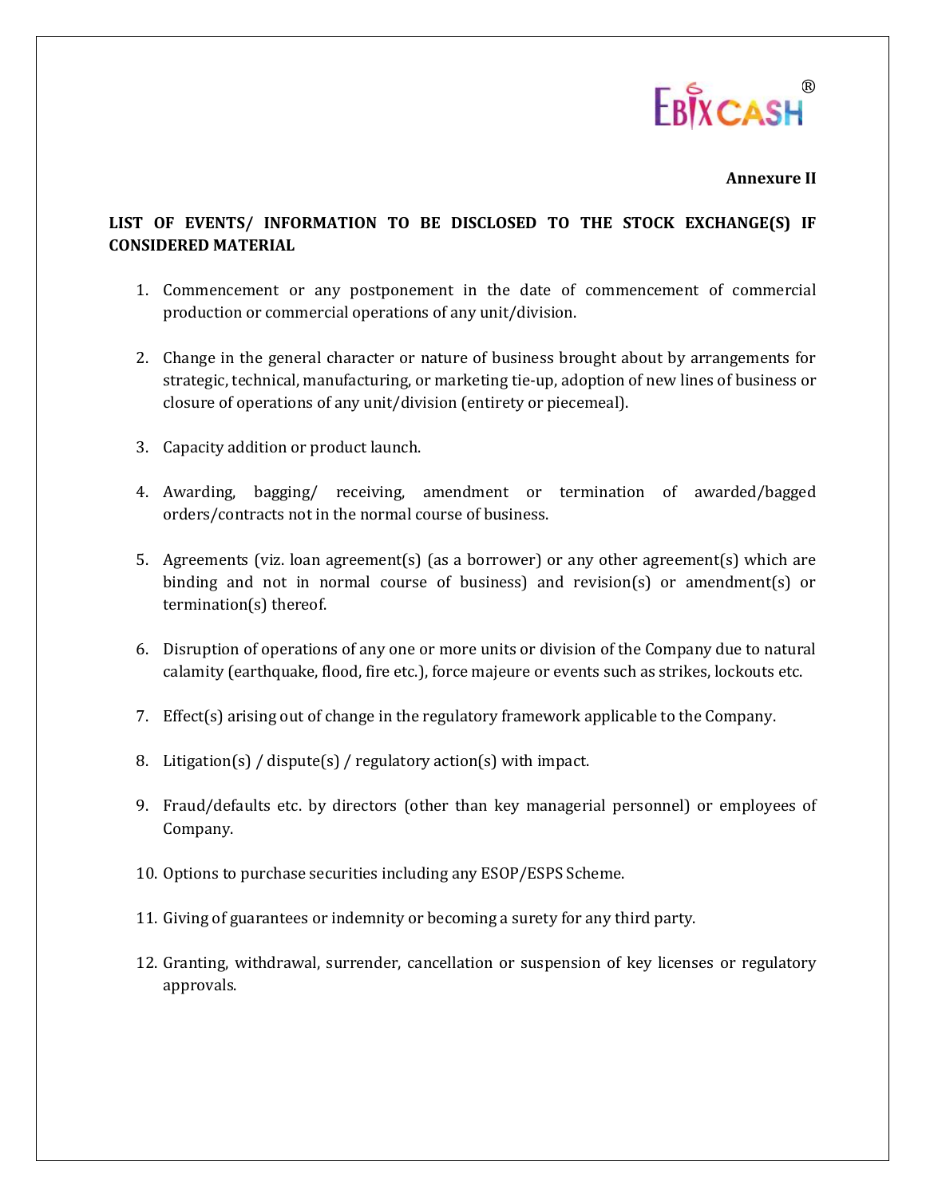**Annexure II**

**LIST OF EVENTS/ INFORMATION TO BE DISCLOSED TO THE STOCK EXCHANGE(S) IF CONSIDERED MATERIAL**

1. Commencement or any postponement in the date of commencement of commercial production or commercial operations of any unit/division.

2. Change in the general character or nature of business brought about by arrangements for strategic, technical, manufacturing, or marketing tie-up, adoption of new lines of business or closure of operations of any unit/division (entirety or piecemeal).

3. Capacity addition or product launch.

4. Awarding, bagging/ receiving, amendment or termination of awarded/bagged orders/contracts not in the normal course of business.

5. Agreements (viz. loan agreement(s) (as a borrower) or any other agreement(s) which are binding and not in normal course of business) and revision(s) or amendment(s) or termination(s) thereof.

6. Disruption of operations of any one or more units or division of the Company due to natural calamity (earthquake, flood, fire etc.), force majeure or events such as strikes, lockouts etc.

7. Effect(s) arising out of change in the regulatory framework applicable to the Company.

8. Litigation(s) / dispute(s) / regulatory action(s) with impact.

9. Fraud/defaults etc. by directors (other than key managerial personnel) or employees of Company.

10. Options to purchase securities including any ESOP/ESPS Scheme.

11. Giving of guarantees or indemnity or becoming a surety for any third party.

12. Granting, withdrawal, surrender, cancellation or suspension of key licenses or regulatory approvals.